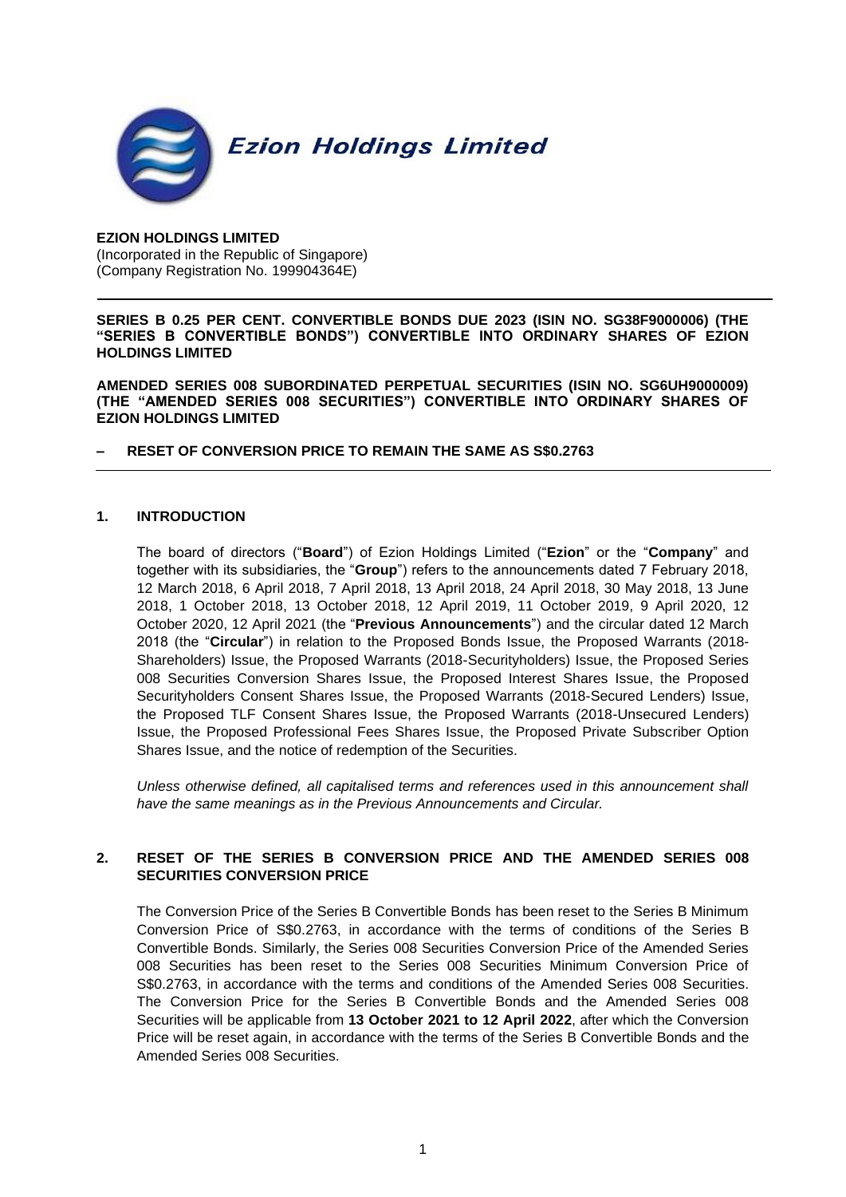**Ezion Holdings Limited**

**EZION HOLDINGS LIMITED**
(Incorporated in the Republic of Singapore)
(Company Registration No. 199904364E)

**SERIES B 0.25 PER CENT. CONVERTIBLE BONDS DUE 2023 (ISIN NO. SG38F9000006) (THE "SERIES B CONVERTIBLE BONDS") CONVERTIBLE INTO ORDINARY SHARES OF EZION HOLDINGS LIMITED**

**AMENDED SERIES 008 SUBORDINATED PERPETUAL SECURITIES (ISIN NO. SG6UH9000009) (THE "AMENDED SERIES 008 SECURITIES") CONVERTIBLE INTO ORDINARY SHARES OF EZION HOLDINGS LIMITED**

**– RESET OF CONVERSION PRICE TO REMAIN THE SAME AS S$0.2763**

## 1. INTRODUCTION

The board of directors ("**Board**") of Ezion Holdings Limited ("**Ezion**" or the "**Company**" and together with its subsidiaries, the "**Group**") refers to the announcements dated 7 February 2018, 12 March 2018, 6 April 2018, 7 April 2018, 13 April 2018, 24 April 2018, 30 May 2018, 13 June 2018, 1 October 2018, 13 October 2018, 12 April 2019, 11 October 2019, 9 April 2020, 12 October 2020, 12 April 2021 (the "**Previous Announcements**") and the circular dated 12 March 2018 (the "**Circular**") in relation to the Proposed Bonds Issue, the Proposed Warrants (2018-Shareholders) Issue, the Proposed Warrants (2018-Securityholders) Issue, the Proposed Series 008 Securities Conversion Shares Issue, the Proposed Interest Shares Issue, the Proposed Securityholders Consent Shares Issue, the Proposed Warrants (2018-Secured Lenders) Issue, the Proposed TLF Consent Shares Issue, the Proposed Warrants (2018-Unsecured Lenders) Issue, the Proposed Professional Fees Shares Issue, the Proposed Private Subscriber Option Shares Issue, and the notice of redemption of the Securities.

*Unless otherwise defined, all capitalised terms and references used in this announcement shall have the same meanings as in the Previous Announcements and Circular.*

## 2. RESET OF THE SERIES B CONVERSION PRICE AND THE AMENDED SERIES 008 SECURITIES CONVERSION PRICE

The Conversion Price of the Series B Convertible Bonds has been reset to the Series B Minimum Conversion Price of S$0.2763, in accordance with the terms of conditions of the Series B Convertible Bonds. Similarly, the Series 008 Securities Conversion Price of the Amended Series 008 Securities has been reset to the Series 008 Securities Minimum Conversion Price of S$0.2763, in accordance with the terms and conditions of the Amended Series 008 Securities. The Conversion Price for the Series B Convertible Bonds and the Amended Series 008 Securities will be applicable from **13 October 2021 to 12 April 2022**, after which the Conversion Price will be reset again, in accordance with the terms of the Series B Convertible Bonds and the Amended Series 008 Securities.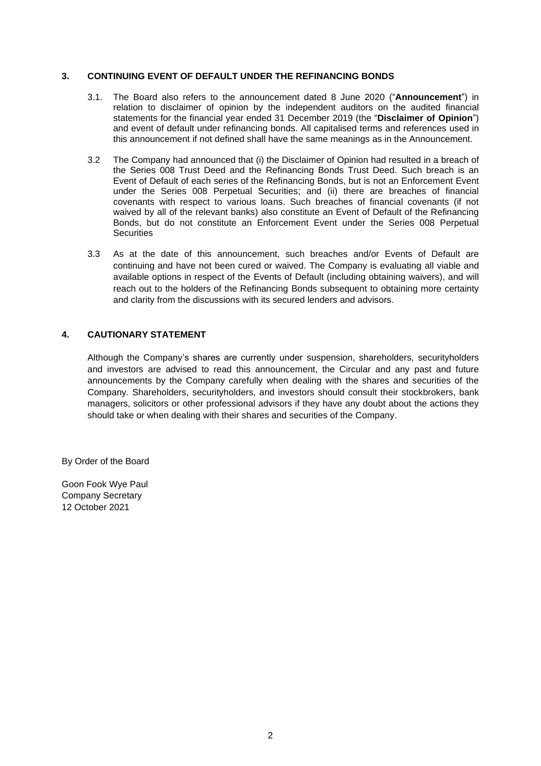## 3. CONTINUING EVENT OF DEFAULT UNDER THE REFINANCING BONDS

3.1. The Board also refers to the announcement dated 8 June 2020 ("**Announcement**") in relation to disclaimer of opinion by the independent auditors on the audited financial statements for the financial year ended 31 December 2019 (the "**Disclaimer of Opinion**") and event of default under refinancing bonds. All capitalised terms and references used in this announcement if not defined shall have the same meanings as in the Announcement.

3.2 The Company had announced that (i) the Disclaimer of Opinion had resulted in a breach of the Series 008 Trust Deed and the Refinancing Bonds Trust Deed. Such breach is an Event of Default of each series of the Refinancing Bonds, but is not an Enforcement Event under the Series 008 Perpetual Securities; and (ii) there are breaches of financial covenants with respect to various loans. Such breaches of financial covenants (if not waived by all of the relevant banks) also constitute an Event of Default of the Refinancing Bonds, but do not constitute an Enforcement Event under the Series 008 Perpetual Securities

3.3 As at the date of this announcement, such breaches and/or Events of Default are continuing and have not been cured or waived. The Company is evaluating all viable and available options in respect of the Events of Default (including obtaining waivers), and will reach out to the holders of the Refinancing Bonds subsequent to obtaining more certainty and clarity from the discussions with its secured lenders and advisors.

## 4. CAUTIONARY STATEMENT

Although the Company's shares are currently under suspension, shareholders, securityholders and investors are advised to read this announcement, the Circular and any past and future announcements by the Company carefully when dealing with the shares and securities of the Company. Shareholders, securityholders, and investors should consult their stockbrokers, bank managers, solicitors or other professional advisors if they have any doubt about the actions they should take or when dealing with their shares and securities of the Company.

By Order of the Board

Goon Fook Wye Paul
Company Secretary
12 October 2021